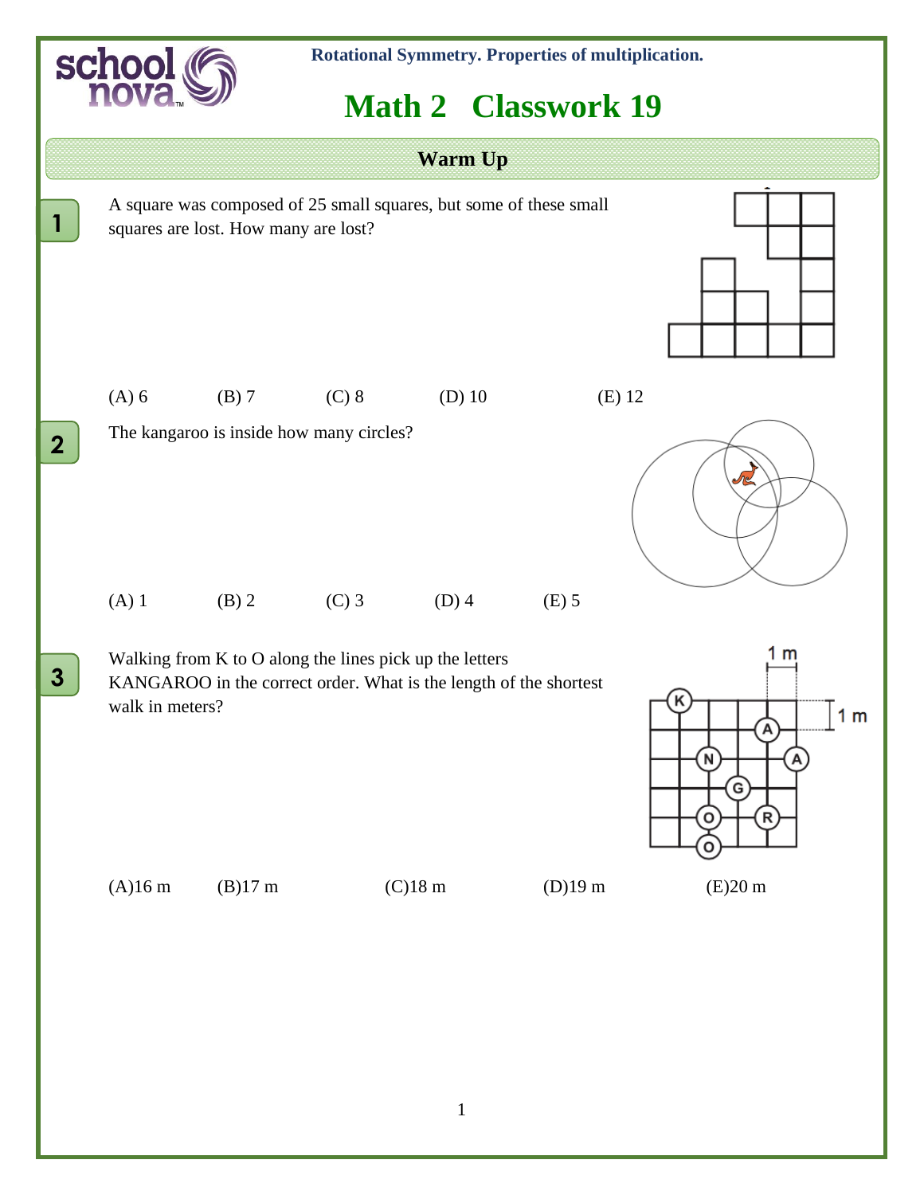Rotational Symmetry. Properties of multiplication.

# Math 2 Classwork 19

## Warm Up

**1** A square was composed of 25 small squares, but some of these small squares are lost. How many are lost?

(A) 6 (B) 7 (C) 8 (D) 10 (E) 12

**2** The kangaroo is inside how many circles?

(A) 1 (B) 2 (C) 3 (D) 4 (E) 5

**3** Walking from K to O along the lines pick up the letters KANGAROO in the correct order. What is the length of the shortest walk in meters?

(A)16 m (B)17 m (C)18 m (D)19 m (E)20 m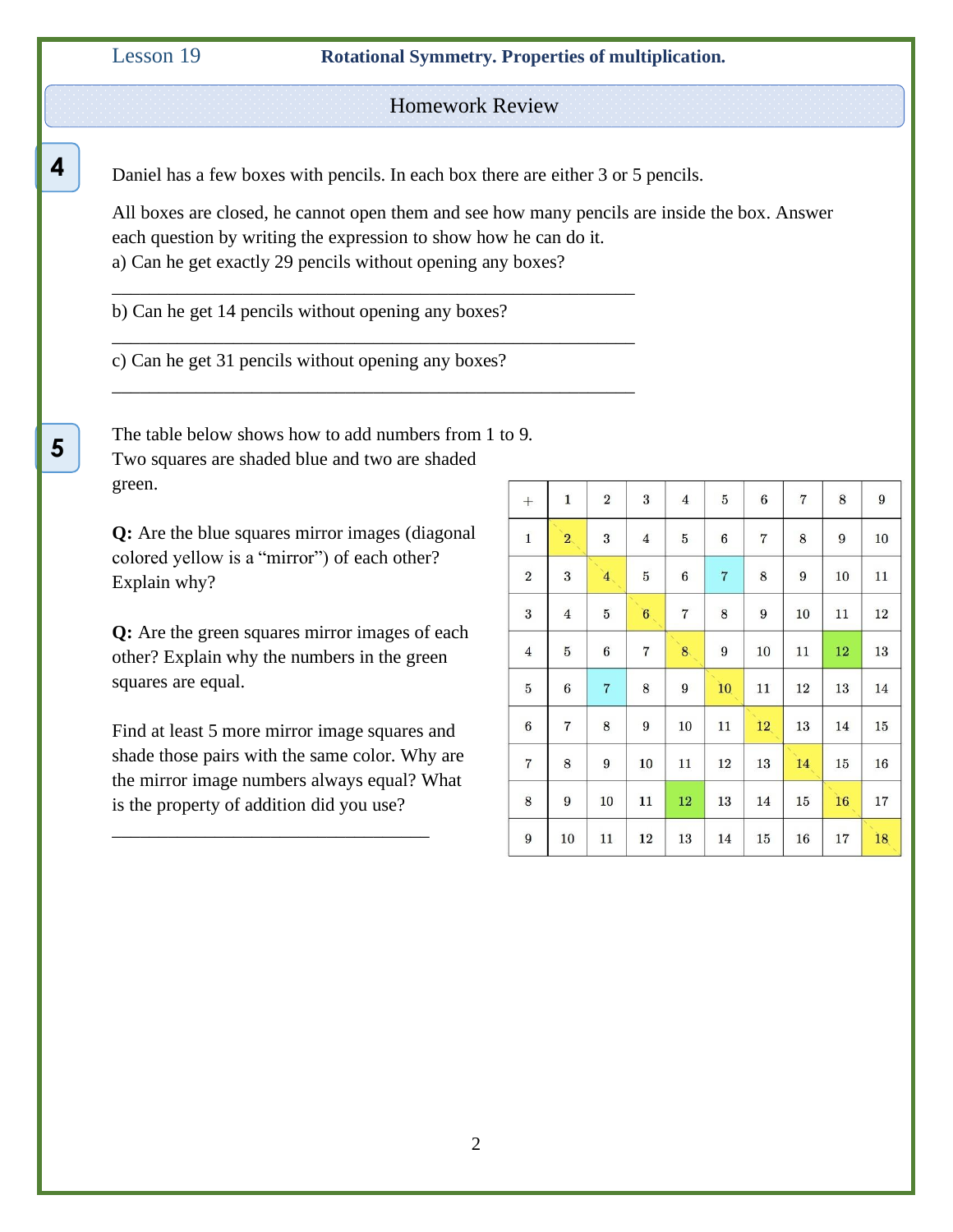Lesson 19 **Rotational Symmetry. Properties of multiplication.**

## Homework Review

**4**

Daniel has a few boxes with pencils. In each box there are either 3 or 5 pencils.

All boxes are closed, he cannot open them and see how many pencils are inside the box. Answer each question by writing the expression to show how he can do it.

a) Can he get exactly 29 pencils without opening any boxes?

\_\_\_\_\_\_\_\_\_\_\_\_\_\_\_\_\_\_\_\_\_\_\_\_\_\_\_\_\_\_\_\_\_\_\_\_\_\_\_\_\_\_\_\_\_\_\_\_\_\_\_\_

b) Can he get 14 pencils without opening any boxes?

\_\_\_\_\_\_\_\_\_\_\_\_\_\_\_\_\_\_\_\_\_\_\_\_\_\_\_\_\_\_\_\_\_\_\_\_\_\_\_\_\_\_\_\_\_\_\_\_\_\_\_\_

c) Can he get 31 pencils without opening any boxes?

\_\_\_\_\_\_\_\_\_\_\_\_\_\_\_\_\_\_\_\_\_\_\_\_\_\_\_\_\_\_\_\_\_\_\_\_\_\_\_\_\_\_\_\_\_\_\_\_\_\_\_\_

**5**

The table below shows how to add numbers from 1 to 9. Two squares are shaded blue and two are shaded green.

**Q:** Are the blue squares mirror images (diagonal colored yellow is a "mirror") of each other? Explain why?

**Q:** Are the green squares mirror images of each other? Explain why the numbers in the green squares are equal.

Find at least 5 more mirror image squares and shade those pairs with the same color. Why are the mirror image numbers always equal? What is the property of addition did you use?

\_\_\_\_\_\_\_\_\_\_\_\_\_\_\_\_\_\_\_\_\_\_\_\_\_\_\_\_\_\_\_\_\_\_\_\_\_\_

| + | 1 | 2 | 3 | 4 | 5 | 6 | 7 | 8 | 9 |
|---|---|---|---|---|---|---|---|---|---|
| 1 | 2 | 3 | 4 | 5 | 6 | 7 | 8 | 9 | 10 |
| 2 | 3 | 4 | 5 | 6 | 7 | 8 | 9 | 10 | 11 |
| 3 | 4 | 5 | 6 | 7 | 8 | 9 | 10 | 11 | 12 |
| 4 | 5 | 6 | 7 | 8 | 9 | 10 | 11 | 12 | 13 |
| 5 | 6 | 7 | 8 | 9 | 10 | 11 | 12 | 13 | 14 |
| 6 | 7 | 8 | 9 | 10 | 11 | 12 | 13 | 14 | 15 |
| 7 | 8 | 9 | 10 | 11 | 12 | 13 | 14 | 15 | 16 |
| 8 | 9 | 10 | 11 | 12 | 13 | 14 | 15 | 16 | 17 |
| 9 | 10 | 11 | 12 | 13 | 14 | 15 | 16 | 17 | 18 |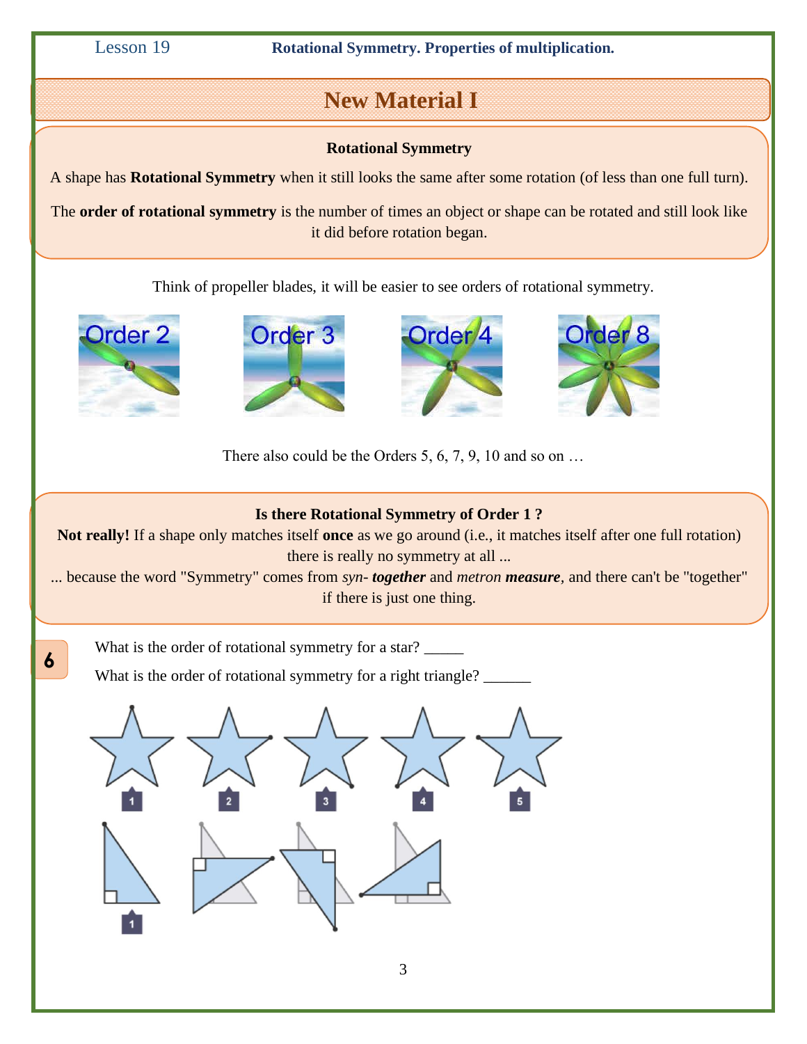## New Material I

### Rotational Symmetry

A shape has **Rotational Symmetry** when it still looks the same after some rotation (of less than one full turn).

The **order of rotational symmetry** is the number of times an object or shape can be rotated and still look like it did before rotation began.

Think of propeller blades, it will be easier to see orders of rotational symmetry.

Order 2 Order 3 Order 4 Order 8

There also could be the Orders 5, 6, 7, 9, 10 and so on …

### Is there Rotational Symmetry of Order 1 ?

**Not really!** If a shape only matches itself **once** as we go around (i.e., it matches itself after one full rotation) there is really no symmetry at all ...

... because the word "Symmetry" comes from *syn-* ***together*** and *metron* ***measure***, and there can't be "together" if there is just one thing.

**6**

What is the order of rotational symmetry for a star? _____

What is the order of rotational symmetry for a right triangle? ______

1 2 3 4 5

1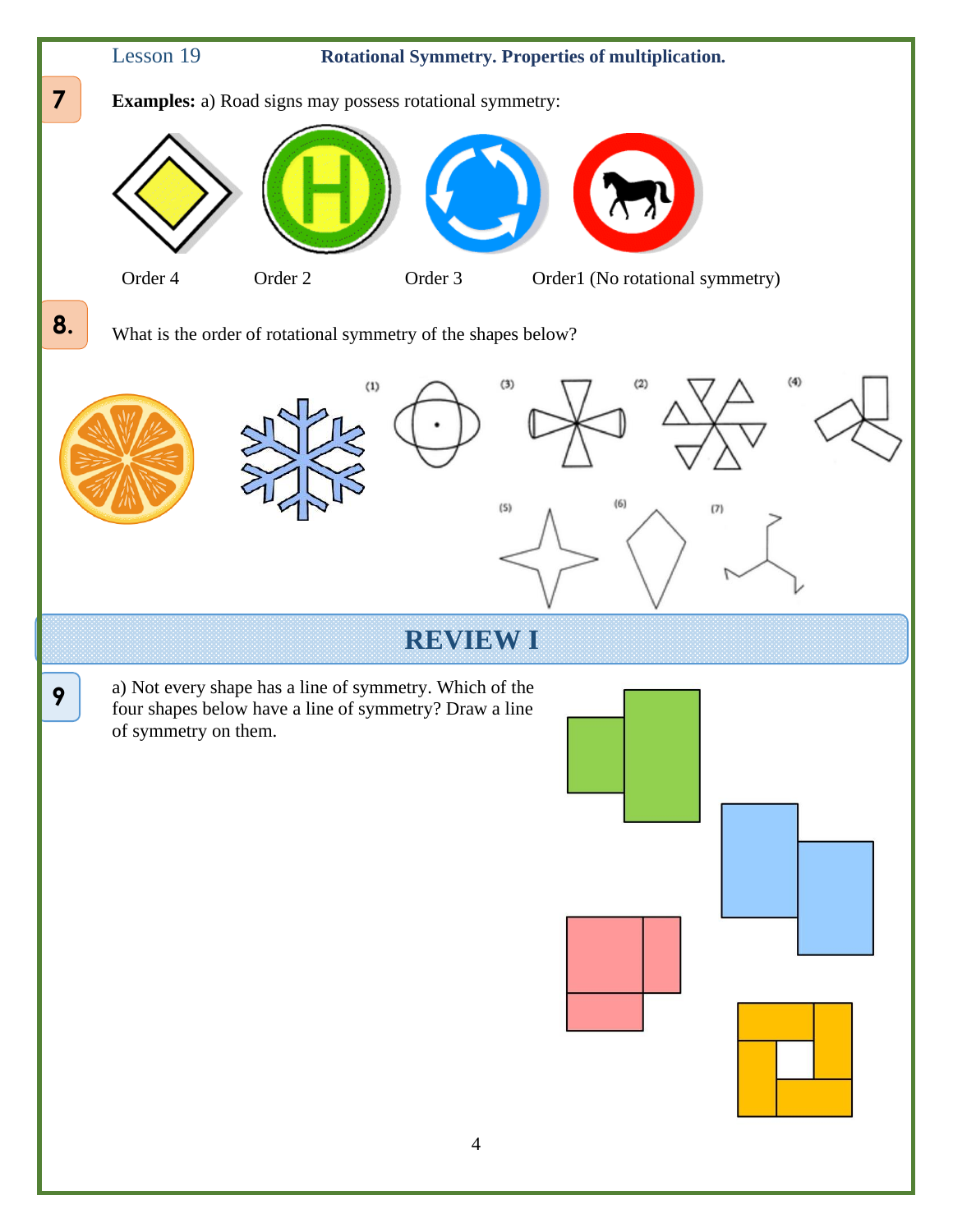Lesson 19 **Rotational Symmetry. Properties of multiplication.**

**7**

**Examples:** a) Road signs may possess rotational symmetry:

Order 4 Order 2 Order 3 Order1 (No rotational symmetry)

**8.**

What is the order of rotational symmetry of the shapes below?

(1) (3) (2) (4)

(5) (6) (7)

## REVIEW I

**9**

a) Not every shape has a line of symmetry. Which of the four shapes below have a line of symmetry? Draw a line of symmetry on them.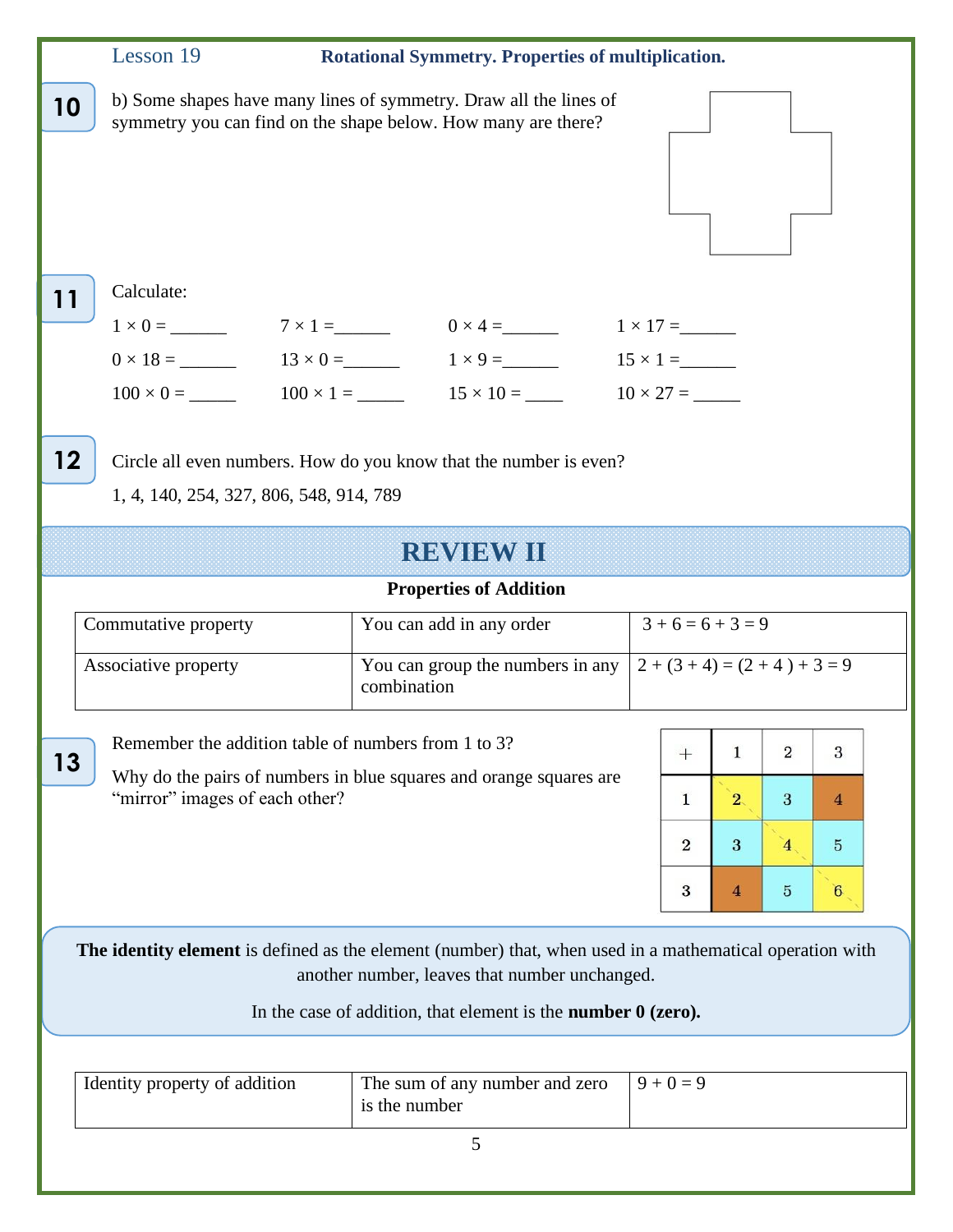Lesson 19 **Rotational Symmetry. Properties of multiplication.**

**10** b) Some shapes have many lines of symmetry. Draw all the lines of symmetry you can find on the shape below. How many are there?

**11** Calculate:

| | | | |
|---|---|---|---|
| $1 \times 0 =$ ______ | $7 \times 1 =$ ______ | $0 \times 4 =$ ______ | $1 \times 17 =$ ______ |
| $0 \times 18 =$ ______ | $13 \times 0 =$ ______ | $1 \times 9 =$ ______ | $15 \times 1 =$ ______ |
| $100 \times 0 =$ _____ | $100 \times 1 =$ _____ | $15 \times 10 =$ ____ | $10 \times 27 =$ _____ |

**12** Circle all even numbers. How do you know that the number is even?

1, 4, 140, 254, 327, 806, 548, 914, 789

# REVIEW II

**Properties of Addition**

| | | |
|---|---|---|
| Commutative property | You can add in any order | $3 + 6 = 6 + 3 = 9$ |
| Associative property | You can group the numbers in any combination | $2 + (3 + 4) = (2 + 4) + 3 = 9$ |

**13** Remember the addition table of numbers from 1 to 3?

Why do the pairs of numbers in blue squares and orange squares are "mirror" images of each other?

| + | 1 | 2 | 3 |
|---|---|---|---|
| 1 | 2 | 3 | 4 |
| 2 | 3 | 4 | 5 |
| 3 | 4 | 5 | 6 |

**The identity element** is defined as the element (number) that, when used in a mathematical operation with another number, leaves that number unchanged.

In the case of addition, that element is the **number 0 (zero).**

| | | |
|---|---|---|
| Identity property of addition | The sum of any number and zero is the number | $9 + 0 = 9$ |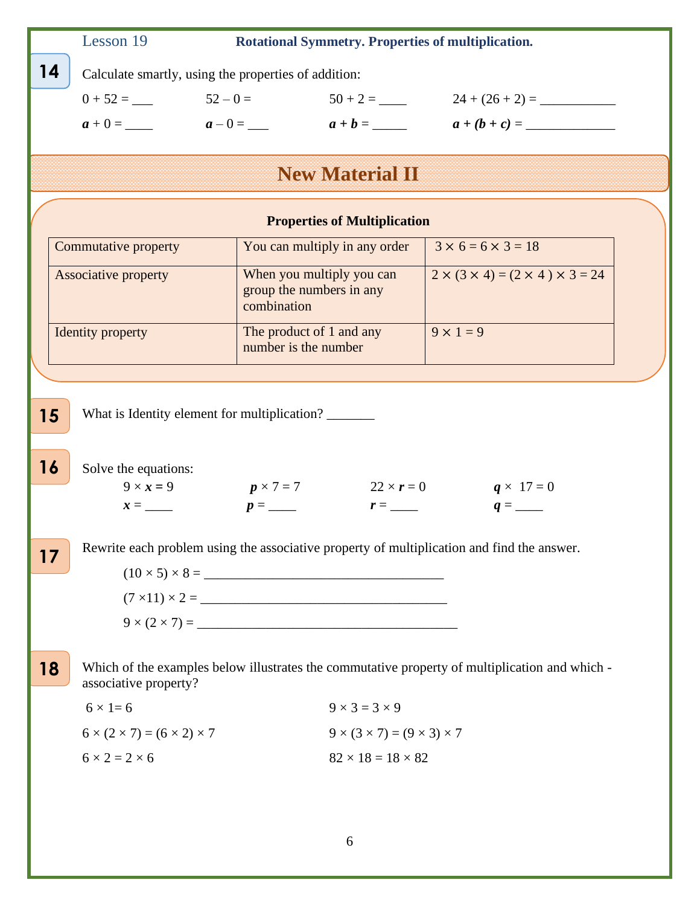**14** Calculate smartly, using the properties of addition:

$0 + 52 =$ ___ $52 - 0 =$ $50 + 2 =$ ____ $24 + (26 + 2) =$ ___________

$\boldsymbol{a} + 0 =$ ____ $\boldsymbol{a} - 0 =$ ___ $\boldsymbol{a} + \boldsymbol{b} =$ _____ $\boldsymbol{a} + (\boldsymbol{b} + \boldsymbol{c}) =$ _____________

## New Material II

**Properties of Multiplication**

| | | |
|---|---|---|
| Commutative property | You can multiply in any order | $3 \times 6 = 6 \times 3 = 18$ |
| Associative property | When you multiply you can group the numbers in any combination | $2 \times (3 \times 4) = (2 \times 4) \times 3 = 24$ |
| Identity property | The product of 1 and any number is the number | $9 \times 1 = 9$ |

**15** What is Identity element for multiplication? _______

**16** Solve the equations:

$9 \times \boldsymbol{x} = 9$ $\boldsymbol{p} \times 7 = 7$ $22 \times \boldsymbol{r} = 0$ $\boldsymbol{q} \times 17 = 0$

$\boldsymbol{x} =$ ____ $\boldsymbol{p} =$ ____ $\boldsymbol{r} =$ ____ $\boldsymbol{q} =$ ____

**17** Rewrite each problem using the associative property of multiplication and find the answer.

$(10 \times 5) \times 8 =$ ___________________________________

$(7 \times 11) \times 2 =$ ___________________________________

$9 \times (2 \times 7) =$ ______________________________________

**18** Which of the examples below illustrates the commutative property of multiplication and which - associative property?

$6 \times 1 = 6$ $9 \times 3 = 3 \times 9$

$6 \times (2 \times 7) = (6 \times 2) \times 7$ $9 \times (3 \times 7) = (9 \times 3) \times 7$

$6 \times 2 = 2 \times 6$ $82 \times 18 = 18 \times 82$